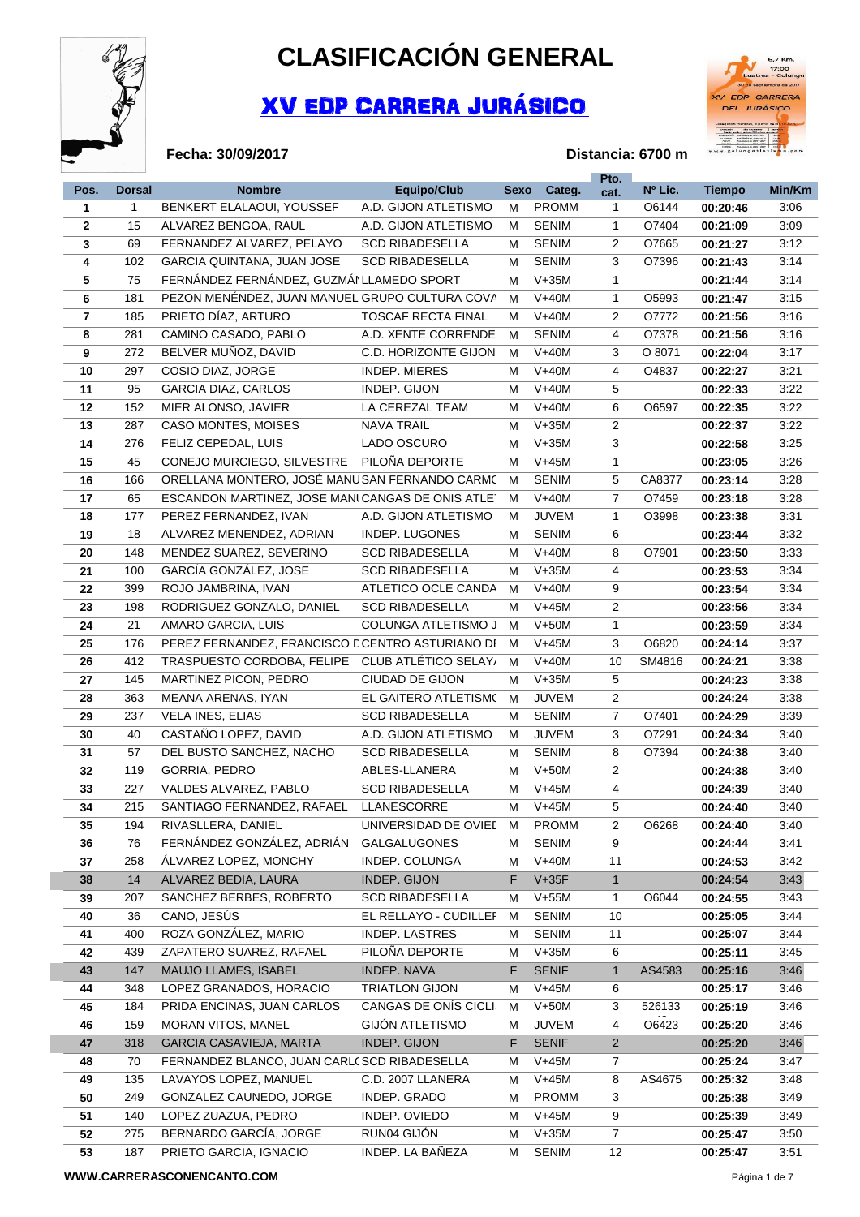# CLASIFICACIÓN GENERAL

## XV EDP CARRERA JURÁSICO

**Fecha: 30/09/2017**

**Distancia: 6700 m**

| Pos. | Dorsal | Nombre | Equipo/Club | Sexo | Categ. | Pto. cat. | Nº Lic. | Tiempo | Min/Km |
|---|---|---|---|---|---|---|---|---|---|
| 1 | 1 | BENKERT ELALAOUI, YOUSSEF | A.D. GIJON ATLETISMO | M | PROMM | 1 | O6144 | 00:20:46 | 3:06 |
| 2 | 15 | ALVAREZ BENGOA, RAUL | A.D. GIJON ATLETISMO | M | SENIM | 1 | O7404 | 00:21:09 | 3:09 |
| 3 | 69 | FERNANDEZ ALVAREZ, PELAYO | SCD RIBADESELLA | M | SENIM | 2 | O7665 | 00:21:27 | 3:12 |
| 4 | 102 | GARCIA QUINTANA, JUAN JOSE | SCD RIBADESELLA | M | SENIM | 3 | O7396 | 00:21:43 | 3:14 |
| 5 | 75 | FERNÁNDEZ FERNÁNDEZ, GUZMÁN | LLAMEDO SPORT | M | V+35M | 1 | | 00:21:44 | 3:14 |
| 6 | 181 | PEZON MENÉNDEZ, JUAN MANUEL | GRUPO CULTURA COVA | M | V+40M | 1 | O5993 | 00:21:47 | 3:15 |
| 7 | 185 | PRIETO DÍAZ, ARTURO | TOSCAF RECTA FINAL | M | V+40M | 2 | O7772 | 00:21:56 | 3:16 |
| 8 | 281 | CAMINO CASADO, PABLO | A.D. XENTE CORRENDE | M | SENIM | 4 | O7378 | 00:21:56 | 3:16 |
| 9 | 272 | BELVER MUÑOZ, DAVID | C.D. HORIZONTE GIJON | M | V+40M | 3 | O 8071 | 00:22:04 | 3:17 |
| 10 | 297 | COSIO DIAZ, JORGE | INDEP. MIERES | M | V+40M | 4 | O4837 | 00:22:27 | 3:21 |
| 11 | 95 | GARCIA DIAZ, CARLOS | INDEP. GIJON | M | V+40M | 5 | | 00:22:33 | 3:22 |
| 12 | 152 | MIER ALONSO, JAVIER | LA CEREZAL TEAM | M | V+40M | 6 | O6597 | 00:22:35 | 3:22 |
| 13 | 287 | CASO MONTES, MOISES | NAVA TRAIL | M | V+35M | 2 | | 00:22:37 | 3:22 |
| 14 | 276 | FELIZ CEPEDAL, LUIS | LADO OSCURO | M | V+35M | 3 | | 00:22:58 | 3:25 |
| 15 | 45 | CONEJO MURCIEGO, SILVESTRE | PILOÑA DEPORTE | M | V+45M | 1 | | 00:23:05 | 3:26 |
| 16 | 166 | ORELLANA MONTERO, JOSÉ MANU | SAN FERNANDO CARMO | M | SENIM | 5 | CA8377 | 00:23:14 | 3:28 |
| 17 | 65 | ESCANDON MARTINEZ, JOSE MANU | CANGAS DE ONIS ATLE | M | V+40M | 7 | O7459 | 00:23:18 | 3:28 |
| 18 | 177 | PEREZ FERNANDEZ, IVAN | A.D. GIJON ATLETISMO | M | JUVEM | 1 | O3998 | 00:23:38 | 3:31 |
| 19 | 18 | ALVAREZ MENENDEZ, ADRIAN | INDEP. LUGONES | M | SENIM | 6 | | 00:23:44 | 3:32 |
| 20 | 148 | MENDEZ SUAREZ, SEVERINO | SCD RIBADESELLA | M | V+40M | 8 | O7901 | 00:23:50 | 3:33 |
| 21 | 100 | GARCÍA GONZÁLEZ, JOSE | SCD RIBADESELLA | M | V+35M | 4 | | 00:23:53 | 3:34 |
| 22 | 399 | ROJO JAMBRINA, IVAN | ATLETICO OCLE CANDA | M | V+40M | 9 | | 00:23:54 | 3:34 |
| 23 | 198 | RODRIGUEZ GONZALO, DANIEL | SCD RIBADESELLA | M | V+45M | 2 | | 00:23:56 | 3:34 |
| 24 | 21 | AMARO GARCIA, LUIS | COLUNGA ATLETISMO J | M | V+50M | 1 | | 00:23:59 | 3:34 |
| 25 | 176 | PEREZ FERNANDEZ, FRANCISCO D | CENTRO ASTURIANO DI | M | V+45M | 3 | O6820 | 00:24:14 | 3:37 |
| 26 | 412 | TRASPUESTO CORDOBA, FELIPE | CLUB ATLÉTICO SELAY | M | V+40M | 10 | SM4816 | 00:24:21 | 3:38 |
| 27 | 145 | MARTINEZ PICON, PEDRO | CIUDAD DE GIJON | M | V+35M | 5 | | 00:24:23 | 3:38 |
| 28 | 363 | MEANA ARENAS, IYAN | EL GAITERO ATLETISMO | M | JUVEM | 2 | | 00:24:24 | 3:38 |
| 29 | 237 | VELA INES, ELIAS | SCD RIBADESELLA | M | SENIM | 7 | O7401 | 00:24:29 | 3:39 |
| 30 | 40 | CASTAÑO LOPEZ, DAVID | A.D. GIJON ATLETISMO | M | JUVEM | 3 | O7291 | 00:24:34 | 3:40 |
| 31 | 57 | DEL BUSTO SANCHEZ, NACHO | SCD RIBADESELLA | M | SENIM | 8 | O7394 | 00:24:38 | 3:40 |
| 32 | 119 | GORRIA, PEDRO | ABLES-LLANERA | M | V+50M | 2 | | 00:24:38 | 3:40 |
| 33 | 227 | VALDES ALVAREZ, PABLO | SCD RIBADESELLA | M | V+45M | 4 | | 00:24:39 | 3:40 |
| 34 | 215 | SANTIAGO FERNANDEZ, RAFAEL | LLANESCORRE | M | V+45M | 5 | | 00:24:40 | 3:40 |
| 35 | 194 | RIVASLLERA, DANIEL | UNIVERSIDAD DE OVIED | M | PROMM | 2 | O6268 | 00:24:40 | 3:40 |
| 36 | 76 | FERNÁNDEZ GONZÁLEZ, ADRIÁN | GALGALUGONES | M | SENIM | 9 | | 00:24:44 | 3:41 |
| 37 | 258 | ÁLVAREZ LOPEZ, MONCHY | INDEP. COLUNGA | M | V+40M | 11 | | 00:24:53 | 3:42 |
| 38 | 14 | ALVAREZ BEDIA, LAURA | INDEP. GIJON | F | V+35F | 1 | | 00:24:54 | 3:43 |
| 39 | 207 | SANCHEZ BERBES, ROBERTO | SCD RIBADESELLA | M | V+55M | 1 | O6044 | 00:24:55 | 3:43 |
| 40 | 36 | CANO, JESÚS | EL RELLAYO - CUDILLEF | M | SENIM | 10 | | 00:25:05 | 3:44 |
| 41 | 400 | ROZA GONZÁLEZ, MARIO | INDEP. LASTRES | M | SENIM | 11 | | 00:25:07 | 3:44 |
| 42 | 439 | ZAPATERO SUAREZ, RAFAEL | PILOÑA DEPORTE | M | V+35M | 6 | | 00:25:11 | 3:45 |
| 43 | 147 | MAUJO LLAMES, ISABEL | INDEP. NAVA | F | SENIF | 1 | AS4583 | 00:25:16 | 3:46 |
| 44 | 348 | LOPEZ GRANADOS, HORACIO | TRIATLON GIJON | M | V+45M | 6 | | 00:25:17 | 3:46 |
| 45 | 184 | PRIDA ENCINAS, JUAN CARLOS | CANGAS DE ONÍS CICLI | M | V+50M | 3 | 526133 | 00:25:19 | 3:46 |
| 46 | 159 | MORAN VITOS, MANEL | GIJÓN ATLETISMO | M | JUVEM | 4 | O6423 | 00:25:20 | 3:46 |
| 47 | 318 | GARCIA CASAVIEJA, MARTA | INDEP. GIJON | F | SENIF | 2 | | 00:25:20 | 3:46 |
| 48 | 70 | FERNANDEZ BLANCO, JUAN CARLO | SCD RIBADESELLA | M | V+45M | 7 | | 00:25:24 | 3:47 |
| 49 | 135 | LAVAYOS LOPEZ, MANUEL | C.D. 2007 LLANERA | M | V+45M | 8 | AS4675 | 00:25:32 | 3:48 |
| 50 | 249 | GONZALEZ CAUNEDO, JORGE | INDEP. GRADO | M | PROMM | 3 | | 00:25:38 | 3:49 |
| 51 | 140 | LOPEZ ZUAZUA, PEDRO | INDEP. OVIEDO | M | V+45M | 9 | | 00:25:39 | 3:49 |
| 52 | 275 | BERNARDO GARCÍA, JORGE | RUN04 GIJÓN | M | V+35M | 7 | | 00:25:47 | 3:50 |
| 53 | 187 | PRIETO GARCIA, IGNACIO | INDEP. LA BAÑEZA | M | SENIM | 12 | | 00:25:47 | 3:51 |

**WWW.CARRERASCONENCANTO.COM**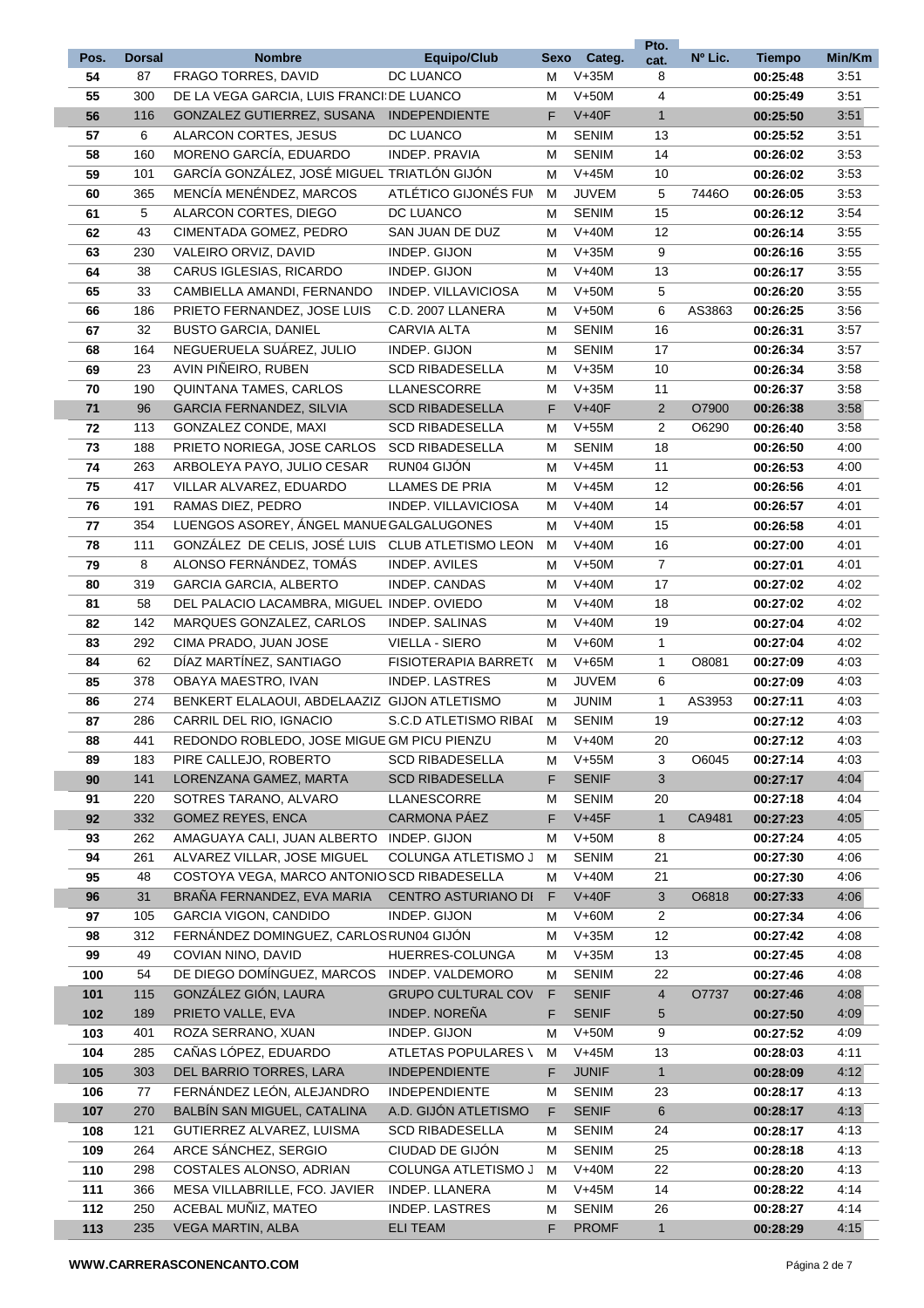| Pos. | Dorsal | Nombre | Equipo/Club | Sexo | Categ. | Pto. cat. | Nº Lic. | Tiempo | Min/Km |
|---|---|---|---|---|---|---|---|---|---|
| 54 | 87 | FRAGO TORRES, DAVID | DC LUANCO | M | V+35M | 8 | | 00:25:48 | 3:51 |
| 55 | 300 | DE LA VEGA GARCIA, LUIS FRANCI: | DE LUANCO | M | V+50M | 4 | | 00:25:49 | 3:51 |
| 56 | 116 | GONZALEZ GUTIERREZ, SUSANA | INDEPENDIENTE | F | V+40F | 1 | | 00:25:50 | 3:51 |
| 57 | 6 | ALARCON CORTES, JESUS | DC LUANCO | M | SENIM | 13 | | 00:25:52 | 3:51 |
| 58 | 160 | MORENO GARCÍA, EDUARDO | INDEP. PRAVIA | M | SENIM | 14 | | 00:26:02 | 3:53 |
| 59 | 101 | GARCÍA GONZÁLEZ, JOSÉ MIGUEL | TRIATLÓN GIJÓN | M | V+45M | 10 | | 00:26:02 | 3:53 |
| 60 | 365 | MENCÍA MENÉNDEZ, MARCOS | ATLÉTICO GIJONÉS FUN | M | JUVEM | 5 | 7446O | 00:26:05 | 3:53 |
| 61 | 5 | ALARCON CORTES, DIEGO | DC LUANCO | M | SENIM | 15 | | 00:26:12 | 3:54 |
| 62 | 43 | CIMENTADA GOMEZ, PEDRO | SAN JUAN DE DUZ | M | V+40M | 12 | | 00:26:14 | 3:55 |
| 63 | 230 | VALEIRO ORVIZ, DAVID | INDEP. GIJON | M | V+35M | 9 | | 00:26:16 | 3:55 |
| 64 | 38 | CARUS IGLESIAS, RICARDO | INDEP. GIJON | M | V+40M | 13 | | 00:26:17 | 3:55 |
| 65 | 33 | CAMBIELLA AMANDI, FERNANDO | INDEP. VILLAVICIOSA | M | V+50M | 5 | | 00:26:20 | 3:55 |
| 66 | 186 | PRIETO FERNANDEZ, JOSE LUIS | C.D. 2007 LLANERA | M | V+50M | 6 | AS3863 | 00:26:25 | 3:56 |
| 67 | 32 | BUSTO GARCIA, DANIEL | CARVIA ALTA | M | SENIM | 16 | | 00:26:31 | 3:57 |
| 68 | 164 | NEGUERUELA SUÁREZ, JULIO | INDEP. GIJON | M | SENIM | 17 | | 00:26:34 | 3:57 |
| 69 | 23 | AVIN PIÑEIRO, RUBEN | SCD RIBADESELLA | M | V+35M | 10 | | 00:26:34 | 3:58 |
| 70 | 190 | QUINTANA TAMES, CARLOS | LLANESCORRE | M | V+35M | 11 | | 00:26:37 | 3:58 |
| 71 | 96 | GARCIA FERNANDEZ, SILVIA | SCD RIBADESELLA | F | V+40F | 2 | O7900 | 00:26:38 | 3:58 |
| 72 | 113 | GONZALEZ CONDE, MAXI | SCD RIBADESELLA | M | V+55M | 2 | O6290 | 00:26:40 | 3:58 |
| 73 | 188 | PRIETO NORIEGA, JOSE CARLOS | SCD RIBADESELLA | M | SENIM | 18 | | 00:26:50 | 4:00 |
| 74 | 263 | ARBOLEYA PAYO, JULIO CESAR | RUN04 GIJÓN | M | V+45M | 11 | | 00:26:53 | 4:00 |
| 75 | 417 | VILLAR ALVAREZ, EDUARDO | LLAMES DE PRIA | M | V+45M | 12 | | 00:26:56 | 4:01 |
| 76 | 191 | RAMAS DIEZ, PEDRO | INDEP. VILLAVICIOSA | M | V+40M | 14 | | 00:26:57 | 4:01 |
| 77 | 354 | LUENGOS ASOREY, ÁNGEL MANUE | GALGALUGONES | M | V+40M | 15 | | 00:26:58 | 4:01 |
| 78 | 111 | GONZÁLEZ DE CELIS, JOSÉ LUIS | CLUB ATLETISMO LEON | M | V+40M | 16 | | 00:27:00 | 4:01 |
| 79 | 8 | ALONSO FERNÁNDEZ, TOMÁS | INDEP. AVILES | M | V+50M | 7 | | 00:27:01 | 4:01 |
| 80 | 319 | GARCIA GARCIA, ALBERTO | INDEP. CANDAS | M | V+40M | 17 | | 00:27:02 | 4:02 |
| 81 | 58 | DEL PALACIO LACAMBRA, MIGUEL | INDEP. OVIEDO | M | V+40M | 18 | | 00:27:02 | 4:02 |
| 82 | 142 | MARQUES GONZALEZ, CARLOS | INDEP. SALINAS | M | V+40M | 19 | | 00:27:04 | 4:02 |
| 83 | 292 | CIMA PRADO, JUAN JOSE | VIELLA - SIERO | M | V+60M | 1 | | 00:27:04 | 4:02 |
| 84 | 62 | DÍAZ MARTÍNEZ, SANTIAGO | FISIOTERAPIA BARRET( | M | V+65M | 1 | O8081 | 00:27:09 | 4:03 |
| 85 | 378 | OBAYA MAESTRO, IVAN | INDEP. LASTRES | M | JUVEM | 6 | | 00:27:09 | 4:03 |
| 86 | 274 | BENKERT ELALAOUI, ABDELAAZIZ | GIJON ATLETISMO | M | JUNIM | 1 | AS3953 | 00:27:11 | 4:03 |
| 87 | 286 | CARRIL DEL RIO, IGNACIO | S.C.D ATLETISMO RIBAI | M | SENIM | 19 | | 00:27:12 | 4:03 |
| 88 | 441 | REDONDO ROBLEDO, JOSE MIGUE | GM PICU PIENZU | M | V+40M | 20 | | 00:27:12 | 4:03 |
| 89 | 183 | PIRE CALLEJO, ROBERTO | SCD RIBADESELLA | M | V+55M | 3 | O6045 | 00:27:14 | 4:03 |
| 90 | 141 | LORENZANA GAMEZ, MARTA | SCD RIBADESELLA | F | SENIF | 3 | | 00:27:17 | 4:04 |
| 91 | 220 | SOTRES TARANO, ALVARO | LLANESCORRE | M | SENIM | 20 | | 00:27:18 | 4:04 |
| 92 | 332 | GOMEZ REYES, ENCA | CARMONA PÁEZ | F | V+45F | 1 | CA9481 | 00:27:23 | 4:05 |
| 93 | 262 | AMAGUAYA CALI, JUAN ALBERTO | INDEP. GIJON | M | V+50M | 8 | | 00:27:24 | 4:05 |
| 94 | 261 | ALVAREZ VILLAR, JOSE MIGUEL | COLUNGA ATLETISMO J | M | SENIM | 21 | | 00:27:30 | 4:06 |
| 95 | 48 | COSTOYA VEGA, MARCO ANTONIO | SCD RIBADESELLA | M | V+40M | 21 | | 00:27:30 | 4:06 |
| 96 | 31 | BRAÑA FERNANDEZ, EVA MARIA | CENTRO ASTURIANO DI | F | V+40F | 3 | O6818 | 00:27:33 | 4:06 |
| 97 | 105 | GARCIA VIGON, CANDIDO | INDEP. GIJON | M | V+60M | 2 | | 00:27:34 | 4:06 |
| 98 | 312 | FERNÁNDEZ DOMINGUEZ, CARLOS | RUN04 GIJÓN | M | V+35M | 12 | | 00:27:42 | 4:08 |
| 99 | 49 | COVIAN NINO, DAVID | HUERRES-COLUNGA | M | V+35M | 13 | | 00:27:45 | 4:08 |
| 100 | 54 | DE DIEGO DOMÍNGUEZ, MARCOS | INDEP. VALDEMORO | M | SENIM | 22 | | 00:27:46 | 4:08 |
| 101 | 115 | GONZÁLEZ GIÓN, LAURA | GRUPO CULTURAL COV | F | SENIF | 4 | O7737 | 00:27:46 | 4:08 |
| 102 | 189 | PRIETO VALLE, EVA | INDEP. NOREÑA | F | SENIF | 5 | | 00:27:50 | 4:09 |
| 103 | 401 | ROZA SERRANO, XUAN | INDEP. GIJON | M | V+50M | 9 | | 00:27:52 | 4:09 |
| 104 | 285 | CAÑAS LÓPEZ, EDUARDO | ATLETAS POPULARES \ | M | V+45M | 13 | | 00:28:03 | 4:11 |
| 105 | 303 | DEL BARRIO TORRES, LARA | INDEPENDIENTE | F | JUNIF | 1 | | 00:28:09 | 4:12 |
| 106 | 77 | FERNÁNDEZ LEÓN, ALEJANDRO | INDEPENDIENTE | M | SENIM | 23 | | 00:28:17 | 4:13 |
| 107 | 270 | BALBÍN SAN MIGUEL, CATALINA | A.D. GIJÓN ATLETISMO | F | SENIF | 6 | | 00:28:17 | 4:13 |
| 108 | 121 | GUTIERREZ ALVAREZ, LUISMA | SCD RIBADESELLA | M | SENIM | 24 | | 00:28:17 | 4:13 |
| 109 | 264 | ARCE SÁNCHEZ, SERGIO | CIUDAD DE GIJÓN | M | SENIM | 25 | | 00:28:18 | 4:13 |
| 110 | 298 | COSTALES ALONSO, ADRIAN | COLUNGA ATLETISMO J | M | V+40M | 22 | | 00:28:20 | 4:13 |
| 111 | 366 | MESA VILLABRILLE, FCO. JAVIER | INDEP. LLANERA | M | V+45M | 14 | | 00:28:22 | 4:14 |
| 112 | 250 | ACEBAL MUÑIZ, MATEO | INDEP. LASTRES | M | SENIM | 26 | | 00:28:27 | 4:14 |
| 113 | 235 | VEGA MARTIN, ALBA | ELI TEAM | F | PROMF | 1 | | 00:28:29 | 4:15 |

WWW.CARRERASCONENCANTO.COM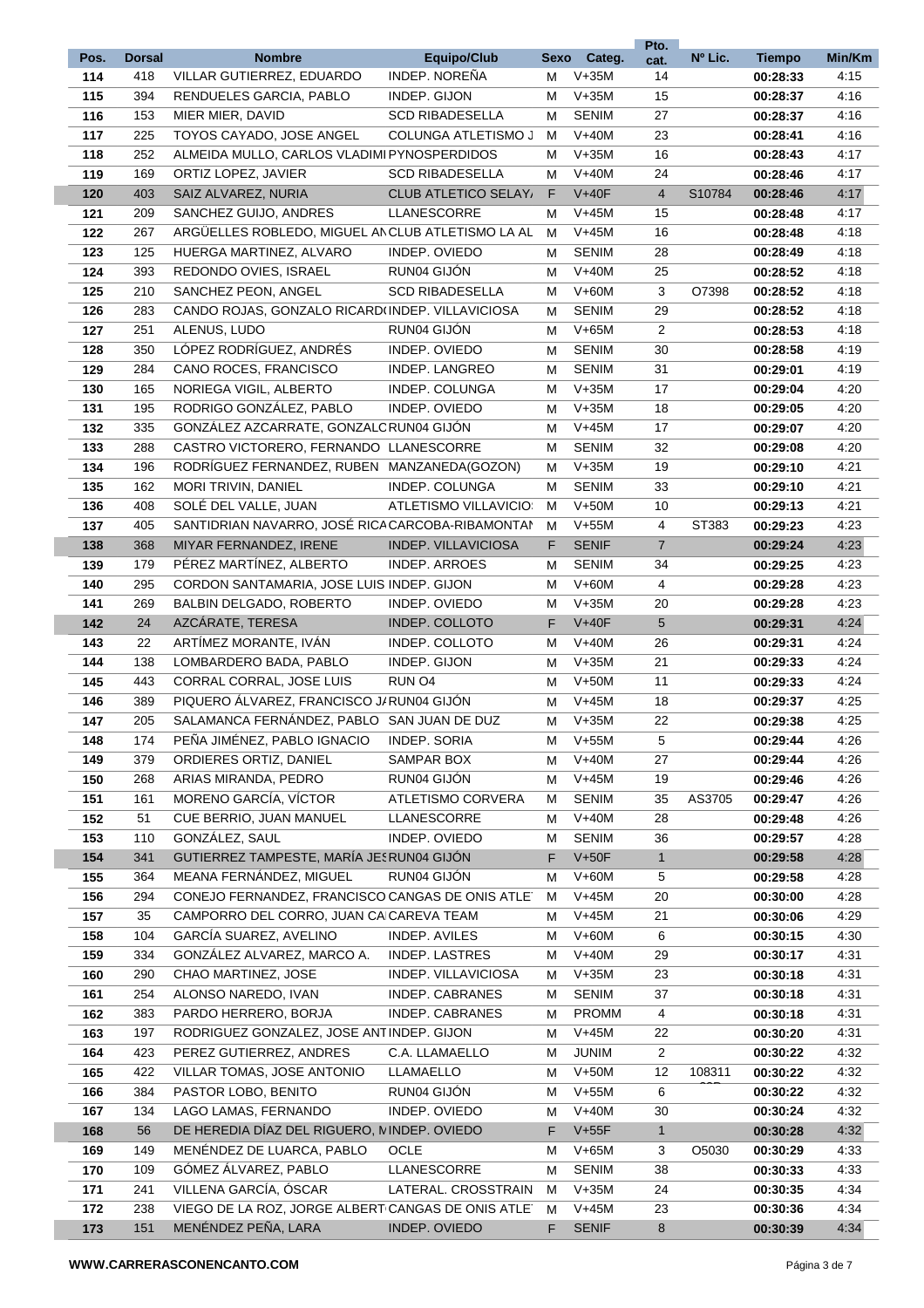| Pos. | Dorsal | Nombre | Equipo/Club | Sexo | Categ. | Pto. cat. | Nº Lic. | Tiempo | Min/Km |
|---|---|---|---|---|---|---|---|---|---|
| 114 | 418 | VILLAR GUTIERREZ, EDUARDO | INDEP. NOREÑA | M | V+35M | 14 | | 00:28:33 | 4:15 |
| 115 | 394 | RENDUELES GARCIA, PABLO | INDEP. GIJON | M | V+35M | 15 | | 00:28:37 | 4:16 |
| 116 | 153 | MIER MIER, DAVID | SCD RIBADESELLA | M | SENIM | 27 | | 00:28:37 | 4:16 |
| 117 | 225 | TOYOS CAYADO, JOSE ANGEL | COLUNGA ATLETISMO J | M | V+40M | 23 | | 00:28:41 | 4:16 |
| 118 | 252 | ALMEIDA MULLO, CARLOS VLADIMI | PYNOSPERDIDOS | M | V+35M | 16 | | 00:28:43 | 4:17 |
| 119 | 169 | ORTIZ LOPEZ, JAVIER | SCD RIBADESELLA | M | V+40M | 24 | | 00:28:46 | 4:17 |
| 120 | 403 | SAIZ ALVAREZ, NURIA | CLUB ATLETICO SELAY/ | F | V+40F | 4 | S10784 | 00:28:46 | 4:17 |
| 121 | 209 | SANCHEZ GUIJO, ANDRES | LLANESCORRE | M | V+45M | 15 | | 00:28:48 | 4:17 |
| 122 | 267 | ARGÜELLES ROBLEDO, MIGUEL AN | CLUB ATLETISMO LA AL | M | V+45M | 16 | | 00:28:48 | 4:18 |
| 123 | 125 | HUERGA MARTINEZ, ALVARO | INDEP. OVIEDO | M | SENIM | 28 | | 00:28:49 | 4:18 |
| 124 | 393 | REDONDO OVIES, ISRAEL | RUN04 GIJÓN | M | V+40M | 25 | | 00:28:52 | 4:18 |
| 125 | 210 | SANCHEZ PEON, ANGEL | SCD RIBADESELLA | M | V+60M | 3 | O7398 | 00:28:52 | 4:18 |
| 126 | 283 | CANDO ROJAS, GONZALO RICARD( | INDEP. VILLAVICIOSA | M | SENIM | 29 | | 00:28:52 | 4:18 |
| 127 | 251 | ALENUS, LUDO | RUN04 GIJÓN | M | V+65M | 2 | | 00:28:53 | 4:18 |
| 128 | 350 | LÓPEZ RODRÍGUEZ, ANDRÉS | INDEP. OVIEDO | M | SENIM | 30 | | 00:28:58 | 4:19 |
| 129 | 284 | CANO ROCES, FRANCISCO | INDEP. LANGREO | M | SENIM | 31 | | 00:29:01 | 4:19 |
| 130 | 165 | NORIEGA VIGIL, ALBERTO | INDEP. COLUNGA | M | V+35M | 17 | | 00:29:04 | 4:20 |
| 131 | 195 | RODRIGO GONZÁLEZ, PABLO | INDEP. OVIEDO | M | V+35M | 18 | | 00:29:05 | 4:20 |
| 132 | 335 | GONZÁLEZ AZCARRATE, GONZALC | RUN04 GIJÓN | M | V+45M | 17 | | 00:29:07 | 4:20 |
| 133 | 288 | CASTRO VICTORERO, FERNANDO | LLANESCORRE | M | SENIM | 32 | | 00:29:08 | 4:20 |
| 134 | 196 | RODRÍGUEZ FERNANDEZ, RUBEN | MANZANEDA(GOZON) | M | V+35M | 19 | | 00:29:10 | 4:21 |
| 135 | 162 | MORI TRIVIN, DANIEL | INDEP. COLUNGA | M | SENIM | 33 | | 00:29:10 | 4:21 |
| 136 | 408 | SOLÉ DEL VALLE, JUAN | ATLETISMO VILLAVICIO: | M | V+50M | 10 | | 00:29:13 | 4:21 |
| 137 | 405 | SANTIDRIAN NAVARRO, JOSÉ RICA | CARCOBA-RIBAMONTAI | M | V+55M | 4 | ST383 | 00:29:23 | 4:23 |
| 138 | 368 | MIYAR FERNANDEZ, IRENE | INDEP. VILLAVICIOSA | F | SENIF | 7 | | 00:29:24 | 4:23 |
| 139 | 179 | PÉREZ MARTÍNEZ, ALBERTO | INDEP. ARROES | M | SENIM | 34 | | 00:29:25 | 4:23 |
| 140 | 295 | CORDON SANTAMARIA, JOSE LUIS | INDEP. GIJON | M | V+60M | 4 | | 00:29:28 | 4:23 |
| 141 | 269 | BALBIN DELGADO, ROBERTO | INDEP. OVIEDO | M | V+35M | 20 | | 00:29:28 | 4:23 |
| 142 | 24 | AZCÁRATE, TERESA | INDEP. COLLOTO | F | V+40F | 5 | | 00:29:31 | 4:24 |
| 143 | 22 | ARTÍMEZ MORANTE, IVÁN | INDEP. COLLOTO | M | V+40M | 26 | | 00:29:31 | 4:24 |
| 144 | 138 | LOMBARDERO BADA, PABLO | INDEP. GIJON | M | V+35M | 21 | | 00:29:33 | 4:24 |
| 145 | 443 | CORRAL CORRAL, JOSE LUIS | RUN O4 | M | V+50M | 11 | | 00:29:33 | 4:24 |
| 146 | 389 | PIQUERO ÁLVAREZ, FRANCISCO J/ | RUN04 GIJÓN | M | V+45M | 18 | | 00:29:37 | 4:25 |
| 147 | 205 | SALAMANCA FERNÁNDEZ, PABLO | SAN JUAN DE DUZ | M | V+35M | 22 | | 00:29:38 | 4:25 |
| 148 | 174 | PEÑA JIMÉNEZ, PABLO IGNACIO | INDEP. SORIA | M | V+55M | 5 | | 00:29:44 | 4:26 |
| 149 | 379 | ORDIERES ORTIZ, DANIEL | SAMPAR BOX | M | V+40M | 27 | | 00:29:44 | 4:26 |
| 150 | 268 | ARIAS MIRANDA, PEDRO | RUN04 GIJÓN | M | V+45M | 19 | | 00:29:46 | 4:26 |
| 151 | 161 | MORENO GARCÍA, VÍCTOR | ATLETISMO CORVERA | M | SENIM | 35 | AS3705 | 00:29:47 | 4:26 |
| 152 | 51 | CUE BERRIO, JUAN MANUEL | LLANESCORRE | M | V+40M | 28 | | 00:29:48 | 4:26 |
| 153 | 110 | GONZÁLEZ, SAUL | INDEP. OVIEDO | M | SENIM | 36 | | 00:29:57 | 4:28 |
| 154 | 341 | GUTIERREZ TAMPESTE, MARÍA JES | RUN04 GIJÓN | F | V+50F | 1 | | 00:29:58 | 4:28 |
| 155 | 364 | MEANA FERNÁNDEZ, MIGUEL | RUN04 GIJÓN | M | V+60M | 5 | | 00:29:58 | 4:28 |
| 156 | 294 | CONEJO FERNANDEZ, FRANCISCO | CANGAS DE ONIS ATLE | M | V+45M | 20 | | 00:30:00 | 4:28 |
| 157 | 35 | CAMPORRO DEL CORRO, JUAN CA | CAREVA TEAM | M | V+45M | 21 | | 00:30:06 | 4:29 |
| 158 | 104 | GARCÍA SUAREZ, AVELINO | INDEP. AVILES | M | V+60M | 6 | | 00:30:15 | 4:30 |
| 159 | 334 | GONZÁLEZ ALVAREZ, MARCO A. | INDEP. LASTRES | M | V+40M | 29 | | 00:30:17 | 4:31 |
| 160 | 290 | CHAO MARTINEZ, JOSE | INDEP. VILLAVICIOSA | M | V+35M | 23 | | 00:30:18 | 4:31 |
| 161 | 254 | ALONSO NAREDO, IVAN | INDEP. CABRANES | M | SENIM | 37 | | 00:30:18 | 4:31 |
| 162 | 383 | PARDO HERRERO, BORJA | INDEP. CABRANES | M | PROMM | 4 | | 00:30:18 | 4:31 |
| 163 | 197 | RODRIGUEZ GONZALEZ, JOSE ANT | INDEP. GIJON | M | V+45M | 22 | | 00:30:20 | 4:31 |
| 164 | 423 | PEREZ GUTIERREZ, ANDRES | C.A. LLAMAELLO | M | JUNIM | 2 | | 00:30:22 | 4:32 |
| 165 | 422 | VILLAR TOMAS, JOSE ANTONIO | LLAMAELLO | M | V+50M | 12 | 108311 | 00:30:22 | 4:32 |
| 166 | 384 | PASTOR LOBO, BENITO | RUN04 GIJÓN | M | V+55M | 6 | | 00:30:22 | 4:32 |
| 167 | 134 | LAGO LAMAS, FERNANDO | INDEP. OVIEDO | M | V+40M | 30 | | 00:30:24 | 4:32 |
| 168 | 56 | DE HEREDIA DÍAZ DEL RIGUERO, M | INDEP. OVIEDO | F | V+55F | 1 | | 00:30:28 | 4:32 |
| 169 | 149 | MENÉNDEZ DE LUARCA, PABLO | OCLE | M | V+65M | 3 | O5030 | 00:30:29 | 4:33 |
| 170 | 109 | GÓMEZ ÁLVAREZ, PABLO | LLANESCORRE | M | SENIM | 38 | | 00:30:33 | 4:33 |
| 171 | 241 | VILLENA GARCÍA, ÓSCAR | LATERAL. CROSSTRAIN | M | V+35M | 24 | | 00:30:35 | 4:34 |
| 172 | 238 | VIEGO DE LA ROZ, JORGE ALBERT | CANGAS DE ONIS ATLE | M | V+45M | 23 | | 00:30:36 | 4:34 |
| 173 | 151 | MENÉNDEZ PEÑA, LARA | INDEP. OVIEDO | F | SENIF | 8 | | 00:30:39 | 4:34 |

WWW.CARRERASCONENCANTO.COM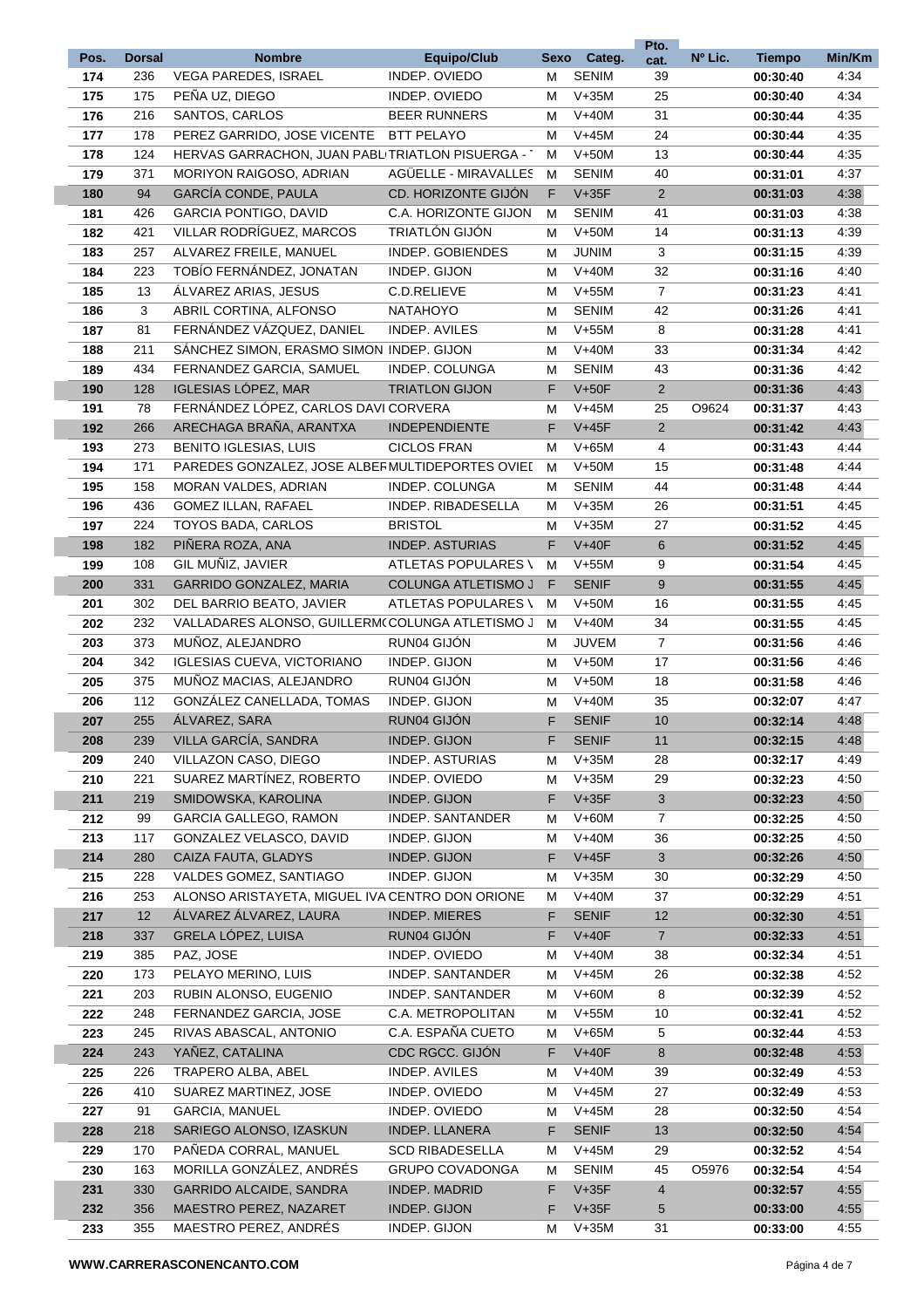| Pos. | Dorsal | Nombre | Equipo/Club | Sexo | Categ. | Pto. cat. | Nº Lic. | Tiempo | Min/Km |
|---|---|---|---|---|---|---|---|---|---|
| 174 | 236 | VEGA PAREDES, ISRAEL | INDEP. OVIEDO | M | SENIM | 39 | | 00:30:40 | 4:34 |
| 175 | 175 | PEÑA UZ, DIEGO | INDEP. OVIEDO | M | V+35M | 25 | | 00:30:40 | 4:34 |
| 176 | 216 | SANTOS, CARLOS | BEER RUNNERS | M | V+40M | 31 | | 00:30:44 | 4:35 |
| 177 | 178 | PEREZ GARRIDO, JOSE VICENTE | BTT PELAYO | M | V+45M | 24 | | 00:30:44 | 4:35 |
| 178 | 124 | HERVAS GARRACHON, JUAN PABL | TRIATLON PISUERGA - | M | V+50M | 13 | | 00:30:44 | 4:35 |
| 179 | 371 | MORIYON RAIGOSO, ADRIAN | AGÜELLE - MIRAVALLES | M | SENIM | 40 | | 00:31:01 | 4:37 |
| 180 | 94 | GARCÍA CONDE, PAULA | CD. HORIZONTE GIJÓN | F | V+35F | 2 | | 00:31:03 | 4:38 |
| 181 | 426 | GARCIA PONTIGO, DAVID | C.A. HORIZONTE GIJON | M | SENIM | 41 | | 00:31:03 | 4:38 |
| 182 | 421 | VILLAR RODRÍGUEZ, MARCOS | TRIATLÓN GIJÓN | M | V+50M | 14 | | 00:31:13 | 4:39 |
| 183 | 257 | ALVAREZ FREILE, MANUEL | INDEP. GOBIENDES | M | JUNIM | 3 | | 00:31:15 | 4:39 |
| 184 | 223 | TOBÍO FERNÁNDEZ, JONATAN | INDEP. GIJON | M | V+40M | 32 | | 00:31:16 | 4:40 |
| 185 | 13 | ÁLVAREZ ARIAS, JESUS | C.D.RELIEVE | M | V+55M | 7 | | 00:31:23 | 4:41 |
| 186 | 3 | ABRIL CORTINA, ALFONSO | NATAHOYO | M | SENIM | 42 | | 00:31:26 | 4:41 |
| 187 | 81 | FERNÁNDEZ VÁZQUEZ, DANIEL | INDEP. AVILES | M | V+55M | 8 | | 00:31:28 | 4:41 |
| 188 | 211 | SÁNCHEZ SIMON, ERASMO SIMON | INDEP. GIJON | M | V+40M | 33 | | 00:31:34 | 4:42 |
| 189 | 434 | FERNANDEZ GARCIA, SAMUEL | INDEP. COLUNGA | M | SENIM | 43 | | 00:31:36 | 4:42 |
| 190 | 128 | IGLESIAS LÓPEZ, MAR | TRIATLON GIJON | F | V+50F | 2 | | 00:31:36 | 4:43 |
| 191 | 78 | FERNÁNDEZ LÓPEZ, CARLOS DAVI | CORVERA | M | V+45M | 25 | O9624 | 00:31:37 | 4:43 |
| 192 | 266 | ARECHAGA BRAÑA, ARANTXA | INDEPENDIENTE | F | V+45F | 2 | | 00:31:42 | 4:43 |
| 193 | 273 | BENITO IGLESIAS, LUIS | CICLOS FRAN | M | V+65M | 4 | | 00:31:43 | 4:44 |
| 194 | 171 | PAREDES GONZALEZ, JOSE ALBER | MULTIDEPORTES OVIEI | M | V+50M | 15 | | 00:31:48 | 4:44 |
| 195 | 158 | MORAN VALDES, ADRIAN | INDEP. COLUNGA | M | SENIM | 44 | | 00:31:48 | 4:44 |
| 196 | 436 | GOMEZ ILLAN, RAFAEL | INDEP. RIBADESELLA | M | V+35M | 26 | | 00:31:51 | 4:45 |
| 197 | 224 | TOYOS BADA, CARLOS | BRISTOL | M | V+35M | 27 | | 00:31:52 | 4:45 |
| 198 | 182 | PIÑERA ROZA, ANA | INDEP. ASTURIAS | F | V+40F | 6 | | 00:31:52 | 4:45 |
| 199 | 108 | GIL MUÑIZ, JAVIER | ATLETAS POPULARES \ | M | V+55M | 9 | | 00:31:54 | 4:45 |
| 200 | 331 | GARRIDO GONZALEZ, MARIA | COLUNGA ATLETISMO J | F | SENIF | 9 | | 00:31:55 | 4:45 |
| 201 | 302 | DEL BARRIO BEATO, JAVIER | ATLETAS POPULARES \ | M | V+50M | 16 | | 00:31:55 | 4:45 |
| 202 | 232 | VALLADARES ALONSO, GUILLERM | COLUNGA ATLETISMO J | M | V+40M | 34 | | 00:31:55 | 4:45 |
| 203 | 373 | MUÑOZ, ALEJANDRO | RUN04 GIJÓN | M | JUVEM | 7 | | 00:31:56 | 4:46 |
| 204 | 342 | IGLESIAS CUEVA, VICTORIANO | INDEP. GIJON | M | V+50M | 17 | | 00:31:56 | 4:46 |
| 205 | 375 | MUÑOZ MACIAS, ALEJANDRO | RUN04 GIJÓN | M | V+50M | 18 | | 00:31:58 | 4:46 |
| 206 | 112 | GONZÁLEZ CANELLADA, TOMAS | INDEP. GIJON | M | V+40M | 35 | | 00:32:07 | 4:47 |
| 207 | 255 | ÁLVAREZ, SARA | RUN04 GIJÓN | F | SENIF | 10 | | 00:32:14 | 4:48 |
| 208 | 239 | VILLA GARCÍA, SANDRA | INDEP. GIJON | F | SENIF | 11 | | 00:32:15 | 4:48 |
| 209 | 240 | VILLAZON CASO, DIEGO | INDEP. ASTURIAS | M | V+35M | 28 | | 00:32:17 | 4:49 |
| 210 | 221 | SUAREZ MARTÍNEZ, ROBERTO | INDEP. OVIEDO | M | V+35M | 29 | | 00:32:23 | 4:50 |
| 211 | 219 | SMIDOWSKA, KAROLINA | INDEP. GIJON | F | V+35F | 3 | | 00:32:23 | 4:50 |
| 212 | 99 | GARCIA GALLEGO, RAMON | INDEP. SANTANDER | M | V+60M | 7 | | 00:32:25 | 4:50 |
| 213 | 117 | GONZALEZ VELASCO, DAVID | INDEP. GIJON | M | V+40M | 36 | | 00:32:25 | 4:50 |
| 214 | 280 | CAIZA FAUTA, GLADYS | INDEP. GIJON | F | V+45F | 3 | | 00:32:26 | 4:50 |
| 215 | 228 | VALDES GOMEZ, SANTIAGO | INDEP. GIJON | M | V+35M | 30 | | 00:32:29 | 4:50 |
| 216 | 253 | ALONSO ARISTAYETA, MIGUEL IVA | CENTRO DON ORIONE | M | V+40M | 37 | | 00:32:29 | 4:51 |
| 217 | 12 | ÁLVAREZ ÁLVAREZ, LAURA | INDEP. MIERES | F | SENIF | 12 | | 00:32:30 | 4:51 |
| 218 | 337 | GRELA LÓPEZ, LUISA | RUN04 GIJÓN | F | V+40F | 7 | | 00:32:33 | 4:51 |
| 219 | 385 | PAZ, JOSE | INDEP. OVIEDO | M | V+40M | 38 | | 00:32:34 | 4:51 |
| 220 | 173 | PELAYO MERINO, LUIS | INDEP. SANTANDER | M | V+45M | 26 | | 00:32:38 | 4:52 |
| 221 | 203 | RUBIN ALONSO, EUGENIO | INDEP. SANTANDER | M | V+60M | 8 | | 00:32:39 | 4:52 |
| 222 | 248 | FERNANDEZ GARCIA, JOSE | C.A. METROPOLITAN | M | V+55M | 10 | | 00:32:41 | 4:52 |
| 223 | 245 | RIVAS ABASCAL, ANTONIO | C.A. ESPAÑA CUETO | M | V+65M | 5 | | 00:32:44 | 4:53 |
| 224 | 243 | YAÑEZ, CATALINA | CDC RGCC. GIJÓN | F | V+40F | 8 | | 00:32:48 | 4:53 |
| 225 | 226 | TRAPERO ALBA, ABEL | INDEP. AVILES | M | V+40M | 39 | | 00:32:49 | 4:53 |
| 226 | 410 | SUAREZ MARTINEZ, JOSE | INDEP. OVIEDO | M | V+45M | 27 | | 00:32:49 | 4:53 |
| 227 | 91 | GARCIA, MANUEL | INDEP. OVIEDO | M | V+45M | 28 | | 00:32:50 | 4:54 |
| 228 | 218 | SARIEGO ALONSO, IZASKUN | INDEP. LLANERA | F | SENIF | 13 | | 00:32:50 | 4:54 |
| 229 | 170 | PAÑEDA CORRAL, MANUEL | SCD RIBADESELLA | M | V+45M | 29 | | 00:32:52 | 4:54 |
| 230 | 163 | MORILLA GONZÁLEZ, ANDRÉS | GRUPO COVADONGA | M | SENIM | 45 | O5976 | 00:32:54 | 4:54 |
| 231 | 330 | GARRIDO ALCAIDE, SANDRA | INDEP. MADRID | F | V+35F | 4 | | 00:32:57 | 4:55 |
| 232 | 356 | MAESTRO PEREZ, NAZARET | INDEP. GIJON | F | V+35F | 5 | | 00:33:00 | 4:55 |
| 233 | 355 | MAESTRO PEREZ, ANDRÉS | INDEP. GIJON | M | V+35M | 31 | | 00:33:00 | 4:55 |

WWW.CARRERASCONENCANTO.COM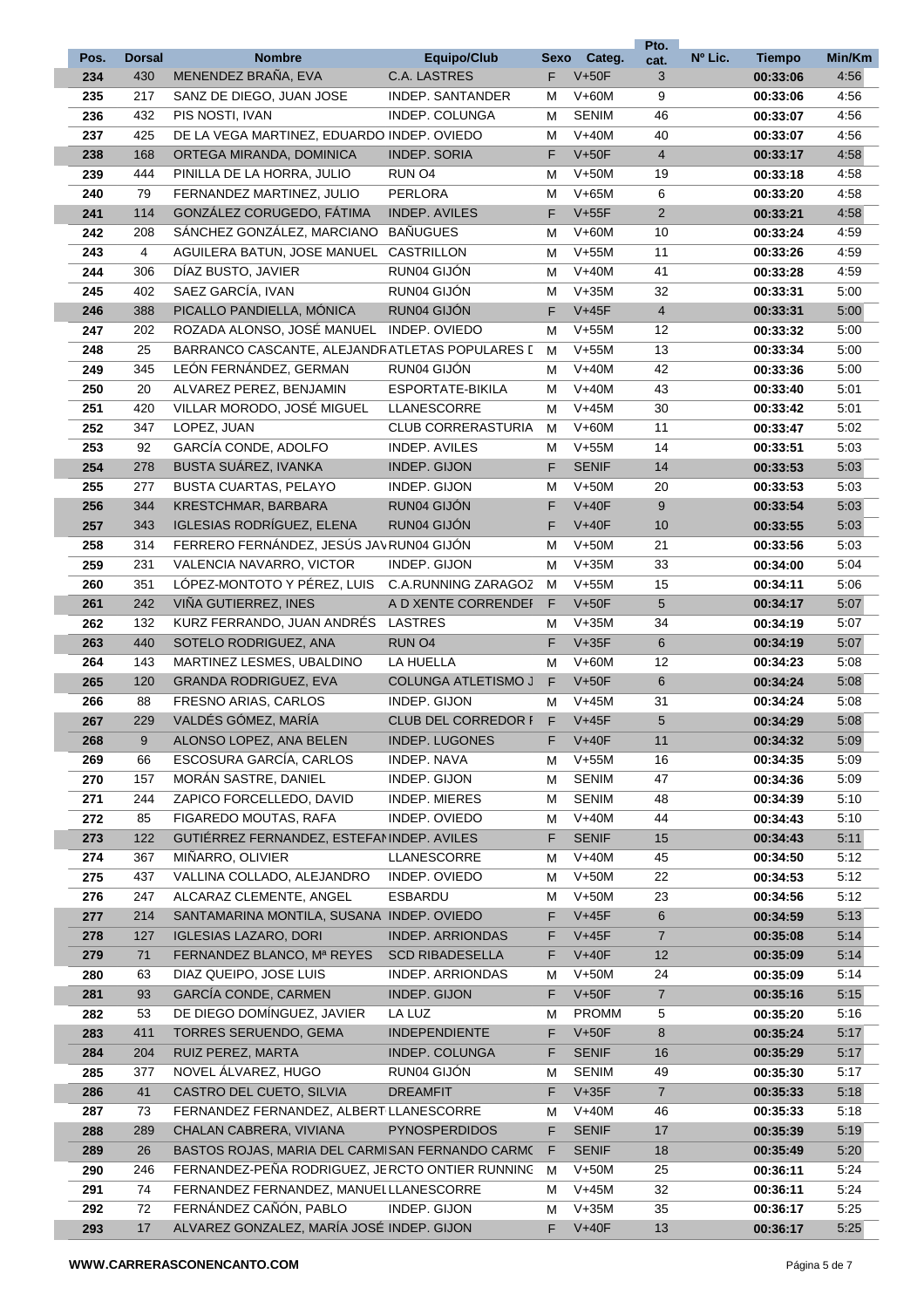| Pos. | Dorsal | Nombre | Equipo/Club | Sexo | Categ. | Pto. cat. | Nº Lic. | Tiempo | Min/Km |
|---|---|---|---|---|---|---|---|---|---|
| 234 | 430 | MENENDEZ BRAÑA, EVA | C.A. LASTRES | F | V+50F | 3 | | 00:33:06 | 4:56 |
| 235 | 217 | SANZ DE DIEGO, JUAN JOSE | INDEP. SANTANDER | M | V+60M | 9 | | 00:33:06 | 4:56 |
| 236 | 432 | PIS NOSTI, IVAN | INDEP. COLUNGA | M | SENIM | 46 | | 00:33:07 | 4:56 |
| 237 | 425 | DE LA VEGA MARTINEZ, EDUARDO | INDEP. OVIEDO | M | V+40M | 40 | | 00:33:07 | 4:56 |
| 238 | 168 | ORTEGA MIRANDA, DOMINICA | INDEP. SORIA | F | V+50F | 4 | | 00:33:17 | 4:58 |
| 239 | 444 | PINILLA DE LA HORRA, JULIO | RUN O4 | M | V+50M | 19 | | 00:33:18 | 4:58 |
| 240 | 79 | FERNANDEZ MARTINEZ, JULIO | PERLORA | M | V+65M | 6 | | 00:33:20 | 4:58 |
| 241 | 114 | GONZÁLEZ CORUGEDO, FÁTIMA | INDEP. AVILES | F | V+55F | 2 | | 00:33:21 | 4:58 |
| 242 | 208 | SÁNCHEZ GONZÁLEZ, MARCIANO | BAÑUGUES | M | V+60M | 10 | | 00:33:24 | 4:59 |
| 243 | 4 | AGUILERA BATUN, JOSE MANUEL | CASTRILLON | M | V+55M | 11 | | 00:33:26 | 4:59 |
| 244 | 306 | DÍAZ BUSTO, JAVIER | RUN04 GIJÓN | M | V+40M | 41 | | 00:33:28 | 4:59 |
| 245 | 402 | SAEZ GARCÍA, IVAN | RUN04 GIJÓN | M | V+35M | 32 | | 00:33:31 | 5:00 |
| 246 | 388 | PICALLO PANDIELLA, MÓNICA | RUN04 GIJÓN | F | V+45F | 4 | | 00:33:31 | 5:00 |
| 247 | 202 | ROZADA ALONSO, JOSÉ MANUEL | INDEP. OVIEDO | M | V+55M | 12 | | 00:33:32 | 5:00 |
| 248 | 25 | BARRANCO CASCANTE, ALEJANDR | ATLETAS POPULARES I | M | V+55M | 13 | | 00:33:34 | 5:00 |
| 249 | 345 | LEÓN FERNÁNDEZ, GERMAN | RUN04 GIJÓN | M | V+40M | 42 | | 00:33:36 | 5:00 |
| 250 | 20 | ALVAREZ PEREZ, BENJAMIN | ESPORTATE-BIKILA | M | V+40M | 43 | | 00:33:40 | 5:01 |
| 251 | 420 | VILLAR MORODO, JOSÉ MIGUEL | LLANESCORRE | M | V+45M | 30 | | 00:33:42 | 5:01 |
| 252 | 347 | LOPEZ, JUAN | CLUB CORRERASTURIA | M | V+60M | 11 | | 00:33:47 | 5:02 |
| 253 | 92 | GARCÍA CONDE, ADOLFO | INDEP. AVILES | M | V+55M | 14 | | 00:33:51 | 5:03 |
| 254 | 278 | BUSTA SUÁREZ, IVANKA | INDEP. GIJON | F | SENIF | 14 | | 00:33:53 | 5:03 |
| 255 | 277 | BUSTA CUARTAS, PELAYO | INDEP. GIJON | M | V+50M | 20 | | 00:33:53 | 5:03 |
| 256 | 344 | KRESTCHMAR, BARBARA | RUN04 GIJÓN | F | V+40F | 9 | | 00:33:54 | 5:03 |
| 257 | 343 | IGLESIAS RODRÍGUEZ, ELENA | RUN04 GIJÓN | F | V+40F | 10 | | 00:33:55 | 5:03 |
| 258 | 314 | FERRERO FERNÁNDEZ, JESÚS JAV | RUN04 GIJÓN | M | V+50M | 21 | | 00:33:56 | 5:03 |
| 259 | 231 | VALENCIA NAVARRO, VICTOR | INDEP. GIJON | M | V+35M | 33 | | 00:34:00 | 5:04 |
| 260 | 351 | LÓPEZ-MONTOTO Y PÉREZ, LUIS | C.A.RUNNING ZARAGOZ | M | V+55M | 15 | | 00:34:11 | 5:06 |
| 261 | 242 | VIÑA GUTIERREZ, INES | A D XENTE CORRENDEI | F | V+50F | 5 | | 00:34:17 | 5:07 |
| 262 | 132 | KURZ FERRANDO, JUAN ANDRÉS | LASTRES | M | V+35M | 34 | | 00:34:19 | 5:07 |
| 263 | 440 | SOTELO RODRIGUEZ, ANA | RUN O4 | F | V+35F | 6 | | 00:34:19 | 5:07 |
| 264 | 143 | MARTINEZ LESMES, UBALDINO | LA HUELLA | M | V+60M | 12 | | 00:34:23 | 5:08 |
| 265 | 120 | GRANDA RODRIGUEZ, EVA | COLUNGA ATLETISMO J | F | V+50F | 6 | | 00:34:24 | 5:08 |
| 266 | 88 | FRESNO ARIAS, CARLOS | INDEP. GIJON | M | V+45M | 31 | | 00:34:24 | 5:08 |
| 267 | 229 | VALDÉS GÓMEZ, MARÍA | CLUB DEL CORREDOR I | F | V+45F | 5 | | 00:34:29 | 5:08 |
| 268 | 9 | ALONSO LOPEZ, ANA BELEN | INDEP. LUGONES | F | V+40F | 11 | | 00:34:32 | 5:09 |
| 269 | 66 | ESCOSURA GARCÍA, CARLOS | INDEP. NAVA | M | V+55M | 16 | | 00:34:35 | 5:09 |
| 270 | 157 | MORÁN SASTRE, DANIEL | INDEP. GIJON | M | SENIM | 47 | | 00:34:36 | 5:09 |
| 271 | 244 | ZAPICO FORCELLEDO, DAVID | INDEP. MIERES | M | SENIM | 48 | | 00:34:39 | 5:10 |
| 272 | 85 | FIGAREDO MOUTAS, RAFA | INDEP. OVIEDO | M | V+40M | 44 | | 00:34:43 | 5:10 |
| 273 | 122 | GUTIÉRREZ FERNANDEZ, ESTEFAN | INDEP. AVILES | F | SENIF | 15 | | 00:34:43 | 5:11 |
| 274 | 367 | MIÑARRO, OLIVIER | LLANESCORRE | M | V+40M | 45 | | 00:34:50 | 5:12 |
| 275 | 437 | VALLINA COLLADO, ALEJANDRO | INDEP. OVIEDO | M | V+50M | 22 | | 00:34:53 | 5:12 |
| 276 | 247 | ALCARAZ CLEMENTE, ANGEL | ESBARDU | M | V+50M | 23 | | 00:34:56 | 5:12 |
| 277 | 214 | SANTAMARINA MONTILA, SUSANA | INDEP. OVIEDO | F | V+45F | 6 | | 00:34:59 | 5:13 |
| 278 | 127 | IGLESIAS LAZARO, DORI | INDEP. ARRIONDAS | F | V+45F | 7 | | 00:35:08 | 5:14 |
| 279 | 71 | FERNANDEZ BLANCO, Mª REYES | SCD RIBADESELLA | F | V+40F | 12 | | 00:35:09 | 5:14 |
| 280 | 63 | DIAZ QUEIPO, JOSE LUIS | INDEP. ARRIONDAS | M | V+50M | 24 | | 00:35:09 | 5:14 |
| 281 | 93 | GARCÍA CONDE, CARMEN | INDEP. GIJON | F | V+50F | 7 | | 00:35:16 | 5:15 |
| 282 | 53 | DE DIEGO DOMÍNGUEZ, JAVIER | LA LUZ | M | PROMM | 5 | | 00:35:20 | 5:16 |
| 283 | 411 | TORRES SERUENDO, GEMA | INDEPENDIENTE | F | V+50F | 8 | | 00:35:24 | 5:17 |
| 284 | 204 | RUIZ PEREZ, MARTA | INDEP. COLUNGA | F | SENIF | 16 | | 00:35:29 | 5:17 |
| 285 | 377 | NOVEL ÁLVAREZ, HUGO | RUN04 GIJÓN | M | SENIM | 49 | | 00:35:30 | 5:17 |
| 286 | 41 | CASTRO DEL CUETO, SILVIA | DREAMFIT | F | V+35F | 7 | | 00:35:33 | 5:18 |
| 287 | 73 | FERNANDEZ FERNANDEZ, ALBERT | LLANESCORRE | M | V+40M | 46 | | 00:35:33 | 5:18 |
| 288 | 289 | CHALAN CABRERA, VIVIANA | PYNOSPERDIDOS | F | SENIF | 17 | | 00:35:39 | 5:19 |
| 289 | 26 | BASTOS ROJAS, MARIA DEL CARMI | SAN FERNANDO CARMO | F | SENIF | 18 | | 00:35:49 | 5:20 |
| 290 | 246 | FERNANDEZ-PEÑA RODRIGUEZ, JE | RCTO ONTIER RUNNING | M | V+50M | 25 | | 00:36:11 | 5:24 |
| 291 | 74 | FERNANDEZ FERNANDEZ, MANUEL | LLANESCORRE | M | V+45M | 32 | | 00:36:11 | 5:24 |
| 292 | 72 | FERNÁNDEZ CAÑÓN, PABLO | INDEP. GIJON | M | V+35M | 35 | | 00:36:17 | 5:25 |
| 293 | 17 | ALVAREZ GONZALEZ, MARÍA JOSÉ | INDEP. GIJON | F | V+40F | 13 | | 00:36:17 | 5:25 |

WWW.CARRERASCONENCANTO.COM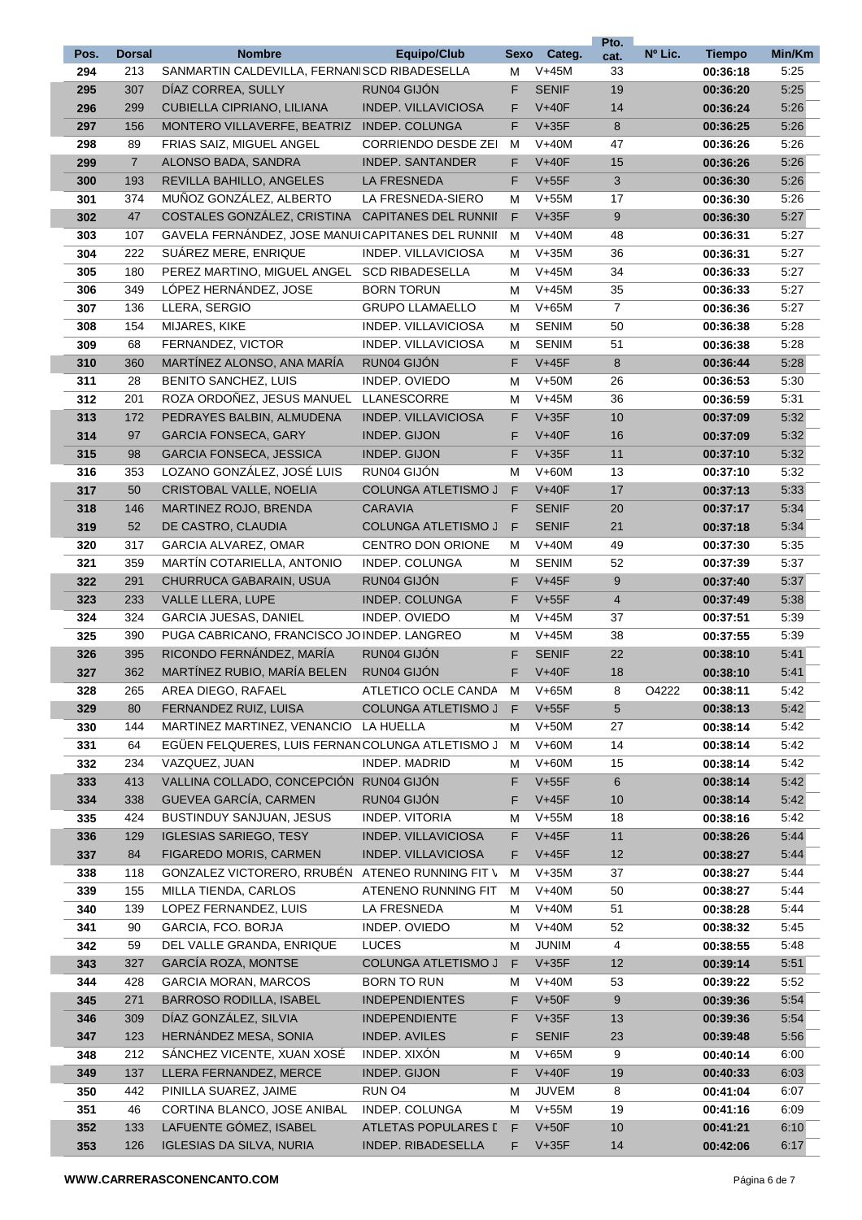| Pos. | Dorsal | Nombre | Equipo/Club | Sexo | Categ. | Pto. cat. | Nº Lic. | Tiempo | Min/Km |
|---|---|---|---|---|---|---|---|---|---|
| 294 | 213 | SANMARTIN CALDEVILLA, FERNANI | SCD RIBADESELLA | M | V+45M | 33 | | 00:36:18 | 5:25 |
| 295 | 307 | DÍAZ CORREA, SULLY | RUN04 GIJÓN | F | SENIF | 19 | | 00:36:20 | 5:25 |
| 296 | 299 | CUBIELLA CIPRIANO, LILIANA | INDEP. VILLAVICIOSA | F | V+40F | 14 | | 00:36:24 | 5:26 |
| 297 | 156 | MONTERO VILLAVERFE, BEATRIZ | INDEP. COLUNGA | F | V+35F | 8 | | 00:36:25 | 5:26 |
| 298 | 89 | FRIAS SAIZ, MIGUEL ANGEL | CORRIENDO DESDE ZEI | M | V+40M | 47 | | 00:36:26 | 5:26 |
| 299 | 7 | ALONSO BADA, SANDRA | INDEP. SANTANDER | F | V+40F | 15 | | 00:36:26 | 5:26 |
| 300 | 193 | REVILLA BAHILLO, ANGELES | LA FRESNEDA | F | V+55F | 3 | | 00:36:30 | 5:26 |
| 301 | 374 | MUÑOZ GONZÁLEZ, ALBERTO | LA FRESNEDA-SIERO | M | V+55M | 17 | | 00:36:30 | 5:26 |
| 302 | 47 | COSTALES GONZÁLEZ, CRISTINA | CAPITANES DEL RUNNII | F | V+35F | 9 | | 00:36:30 | 5:27 |
| 303 | 107 | GAVELA FERNÁNDEZ, JOSE MANUI | CAPITANES DEL RUNNII | M | V+40M | 48 | | 00:36:31 | 5:27 |
| 304 | 222 | SUÁREZ MERE, ENRIQUE | INDEP. VILLAVICIOSA | M | V+35M | 36 | | 00:36:31 | 5:27 |
| 305 | 180 | PEREZ MARTINO, MIGUEL ANGEL | SCD RIBADESELLA | M | V+45M | 34 | | 00:36:33 | 5:27 |
| 306 | 349 | LÓPEZ HERNÁNDEZ, JOSE | BORN TORUN | M | V+45M | 35 | | 00:36:33 | 5:27 |
| 307 | 136 | LLERA, SERGIO | GRUPO LLAMAELLO | M | V+65M | 7 | | 00:36:36 | 5:27 |
| 308 | 154 | MIJARES, KIKE | INDEP. VILLAVICIOSA | M | SENIM | 50 | | 00:36:38 | 5:28 |
| 309 | 68 | FERNANDEZ, VICTOR | INDEP. VILLAVICIOSA | M | SENIM | 51 | | 00:36:38 | 5:28 |
| 310 | 360 | MARTÍNEZ ALONSO, ANA MARÍA | RUN04 GIJÓN | F | V+45F | 8 | | 00:36:44 | 5:28 |
| 311 | 28 | BENITO SANCHEZ, LUIS | INDEP. OVIEDO | M | V+50M | 26 | | 00:36:53 | 5:30 |
| 312 | 201 | ROZA ORDOÑEZ, JESUS MANUEL | LLANESCORRE | M | V+45M | 36 | | 00:36:59 | 5:31 |
| 313 | 172 | PEDRAYES BALBIN, ALMUDENA | INDEP. VILLAVICIOSA | F | V+35F | 10 | | 00:37:09 | 5:32 |
| 314 | 97 | GARCIA FONSECA, GARY | INDEP. GIJON | F | V+40F | 16 | | 00:37:09 | 5:32 |
| 315 | 98 | GARCIA FONSECA, JESSICA | INDEP. GIJON | F | V+35F | 11 | | 00:37:10 | 5:32 |
| 316 | 353 | LOZANO GONZÁLEZ, JOSÉ LUIS | RUN04 GIJÓN | M | V+60M | 13 | | 00:37:10 | 5:32 |
| 317 | 50 | CRISTOBAL VALLE, NOELIA | COLUNGA ATLETISMO J | F | V+40F | 17 | | 00:37:13 | 5:33 |
| 318 | 146 | MARTINEZ ROJO, BRENDA | CARAVIA | F | SENIF | 20 | | 00:37:17 | 5:34 |
| 319 | 52 | DE CASTRO, CLAUDIA | COLUNGA ATLETISMO J | F | SENIF | 21 | | 00:37:18 | 5:34 |
| 320 | 317 | GARCIA ALVAREZ, OMAR | CENTRO DON ORIONE | M | V+40M | 49 | | 00:37:30 | 5:35 |
| 321 | 359 | MARTÍN COTARIELLA, ANTONIO | INDEP. COLUNGA | M | SENIM | 52 | | 00:37:39 | 5:37 |
| 322 | 291 | CHURRUCA GABARAIN, USUA | RUN04 GIJÓN | F | V+45F | 9 | | 00:37:40 | 5:37 |
| 323 | 233 | VALLE LLERA, LUPE | INDEP. COLUNGA | F | V+55F | 4 | | 00:37:49 | 5:38 |
| 324 | 324 | GARCIA JUESAS, DANIEL | INDEP. OVIEDO | M | V+45M | 37 | | 00:37:51 | 5:39 |
| 325 | 390 | PUGA CABRICANO, FRANCISCO JO | INDEP. LANGREO | M | V+45M | 38 | | 00:37:55 | 5:39 |
| 326 | 395 | RICONDO FERNÁNDEZ, MARÍA | RUN04 GIJÓN | F | SENIF | 22 | | 00:38:10 | 5:41 |
| 327 | 362 | MARTÍNEZ RUBIO, MARÍA BELEN | RUN04 GIJÓN | F | V+40F | 18 | | 00:38:10 | 5:41 |
| 328 | 265 | AREA DIEGO, RAFAEL | ATLETICO OCLE CANDA | M | V+65M | 8 | O4222 | 00:38:11 | 5:42 |
| 329 | 80 | FERNANDEZ RUIZ, LUISA | COLUNGA ATLETISMO J | F | V+55F | 5 | | 00:38:13 | 5:42 |
| 330 | 144 | MARTINEZ MARTINEZ, VENANCIO | LA HUELLA | M | V+50M | 27 | | 00:38:14 | 5:42 |
| 331 | 64 | EGÜEN FELQUERES, LUIS FERNAN | COLUNGA ATLETISMO J | M | V+60M | 14 | | 00:38:14 | 5:42 |
| 332 | 234 | VAZQUEZ, JUAN | INDEP. MADRID | M | V+60M | 15 | | 00:38:14 | 5:42 |
| 333 | 413 | VALLINA COLLADO, CONCEPCIÓN | RUN04 GIJÓN | F | V+55F | 6 | | 00:38:14 | 5:42 |
| 334 | 338 | GUEVEA GARCÍA, CARMEN | RUN04 GIJÓN | F | V+45F | 10 | | 00:38:14 | 5:42 |
| 335 | 424 | BUSTINDUY SANJUAN, JESUS | INDEP. VITORIA | M | V+55M | 18 | | 00:38:16 | 5:42 |
| 336 | 129 | IGLESIAS SARIEGO, TESY | INDEP. VILLAVICIOSA | F | V+45F | 11 | | 00:38:26 | 5:44 |
| 337 | 84 | FIGAREDO MORIS, CARMEN | INDEP. VILLAVICIOSA | F | V+45F | 12 | | 00:38:27 | 5:44 |
| 338 | 118 | GONZALEZ VICTORERO, RRUBÉN | ATENEO RUNNING FIT \ | M | V+35M | 37 | | 00:38:27 | 5:44 |
| 339 | 155 | MILLA TIENDA, CARLOS | ATENENO RUNNING FIT | M | V+40M | 50 | | 00:38:27 | 5:44 |
| 340 | 139 | LOPEZ FERNANDEZ, LUIS | LA FRESNEDA | M | V+40M | 51 | | 00:38:28 | 5:44 |
| 341 | 90 | GARCIA, FCO. BORJA | INDEP. OVIEDO | M | V+40M | 52 | | 00:38:32 | 5:45 |
| 342 | 59 | DEL VALLE GRANDA, ENRIQUE | LUCES | M | JUNIM | 4 | | 00:38:55 | 5:48 |
| 343 | 327 | GARCÍA ROZA, MONTSE | COLUNGA ATLETISMO J | F | V+35F | 12 | | 00:39:14 | 5:51 |
| 344 | 428 | GARCIA MORAN, MARCOS | BORN TO RUN | M | V+40M | 53 | | 00:39:22 | 5:52 |
| 345 | 271 | BARROSO RODILLA, ISABEL | INDEPENDIENTES | F | V+50F | 9 | | 00:39:36 | 5:54 |
| 346 | 309 | DÍAZ GONZÁLEZ, SILVIA | INDEPENDIENTE | F | V+35F | 13 | | 00:39:36 | 5:54 |
| 347 | 123 | HERNÁNDEZ MESA, SONIA | INDEP. AVILES | F | SENIF | 23 | | 00:39:48 | 5:56 |
| 348 | 212 | SÁNCHEZ VICENTE, XUAN XOSÉ | INDEP. XIXÓN | M | V+65M | 9 | | 00:40:14 | 6:00 |
| 349 | 137 | LLERA FERNANDEZ, MERCE | INDEP. GIJON | F | V+40F | 19 | | 00:40:33 | 6:03 |
| 350 | 442 | PINILLA SUAREZ, JAIME | RUN O4 | M | JUVEM | 8 | | 00:41:04 | 6:07 |
| 351 | 46 | CORTINA BLANCO, JOSE ANIBAL | INDEP. COLUNGA | M | V+55M | 19 | | 00:41:16 | 6:09 |
| 352 | 133 | LAFUENTE GÓMEZ, ISABEL | ATLETAS POPULARES I | F | V+50F | 10 | | 00:41:21 | 6:10 |
| 353 | 126 | IGLESIAS DA SILVA, NURIA | INDEP. RIBADESELLA | F | V+35F | 14 | | 00:42:06 | 6:17 |

**WWW.CARRERASCONENCANTO.COM**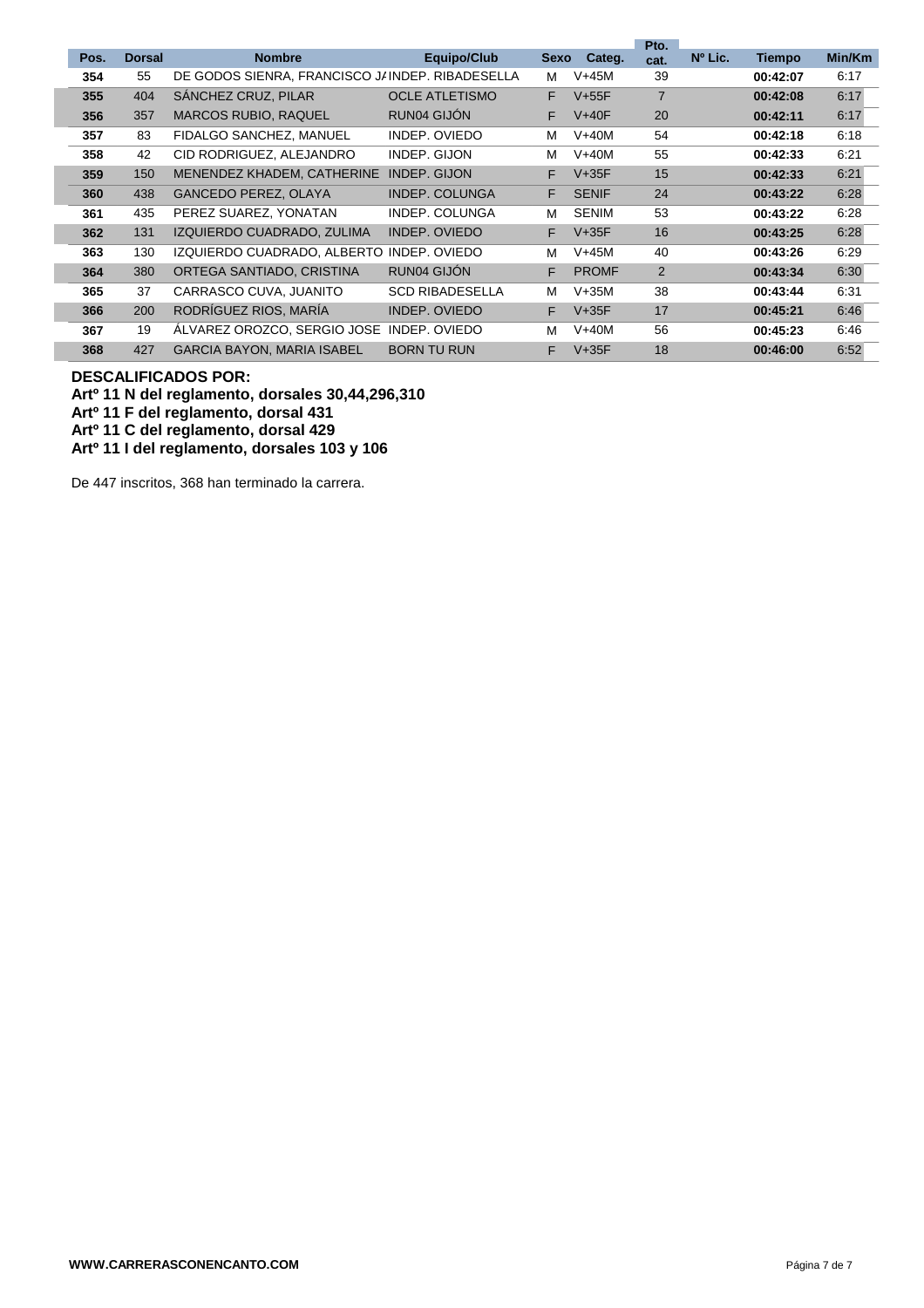| Pos. | Dorsal | Nombre | Equipo/Club | Sexo | Categ. | Pto. cat. | Nº Lic. | Tiempo | Min/Km |
|---|---|---|---|---|---|---|---|---|---|
| 354 | 55 | DE GODOS SIENRA, FRANCISCO J/ | INDEP. RIBADESELLA | M | V+45M | 39 | | 00:42:07 | 6:17 |
| 355 | 404 | SÁNCHEZ CRUZ, PILAR | OCLE ATLETISMO | F | V+55F | 7 | | 00:42:08 | 6:17 |
| 356 | 357 | MARCOS RUBIO, RAQUEL | RUN04 GIJÓN | F | V+40F | 20 | | 00:42:11 | 6:17 |
| 357 | 83 | FIDALGO SANCHEZ, MANUEL | INDEP. OVIEDO | M | V+40M | 54 | | 00:42:18 | 6:18 |
| 358 | 42 | CID RODRIGUEZ, ALEJANDRO | INDEP. GIJON | M | V+40M | 55 | | 00:42:33 | 6:21 |
| 359 | 150 | MENENDEZ KHADEM, CATHERINE | INDEP. GIJON | F | V+35F | 15 | | 00:42:33 | 6:21 |
| 360 | 438 | GANCEDO PEREZ, OLAYA | INDEP. COLUNGA | F | SENIF | 24 | | 00:43:22 | 6:28 |
| 361 | 435 | PEREZ SUAREZ, YONATAN | INDEP. COLUNGA | M | SENIM | 53 | | 00:43:22 | 6:28 |
| 362 | 131 | IZQUIERDO CUADRADO, ZULIMA | INDEP. OVIEDO | F | V+35F | 16 | | 00:43:25 | 6:28 |
| 363 | 130 | IZQUIERDO CUADRADO, ALBERTO | INDEP. OVIEDO | M | V+45M | 40 | | 00:43:26 | 6:29 |
| 364 | 380 | ORTEGA SANTIADO, CRISTINA | RUN04 GIJÓN | F | PROMF | 2 | | 00:43:34 | 6:30 |
| 365 | 37 | CARRASCO CUVA, JUANITO | SCD RIBADESELLA | M | V+35M | 38 | | 00:43:44 | 6:31 |
| 366 | 200 | RODRÍGUEZ RIOS, MARÍA | INDEP. OVIEDO | F | V+35F | 17 | | 00:45:21 | 6:46 |
| 367 | 19 | ÁLVAREZ OROZCO, SERGIO JOSE | INDEP. OVIEDO | M | V+40M | 56 | | 00:45:23 | 6:46 |
| 368 | 427 | GARCIA BAYON, MARIA ISABEL | BORN TU RUN | F | V+35F | 18 | | 00:46:00 | 6:52 |

**DESCALIFICADOS POR:**

**Artº 11 N del reglamento, dorsales 30,44,296,310**

**Artº 11 F del reglamento, dorsal 431**

**Artº 11 C del reglamento, dorsal 429**

**Artº 11 I del reglamento, dorsales 103 y 106**

De 447 inscritos, 368 han terminado la carrera.

**WWW.CARRERASCONENCANTO.COM**